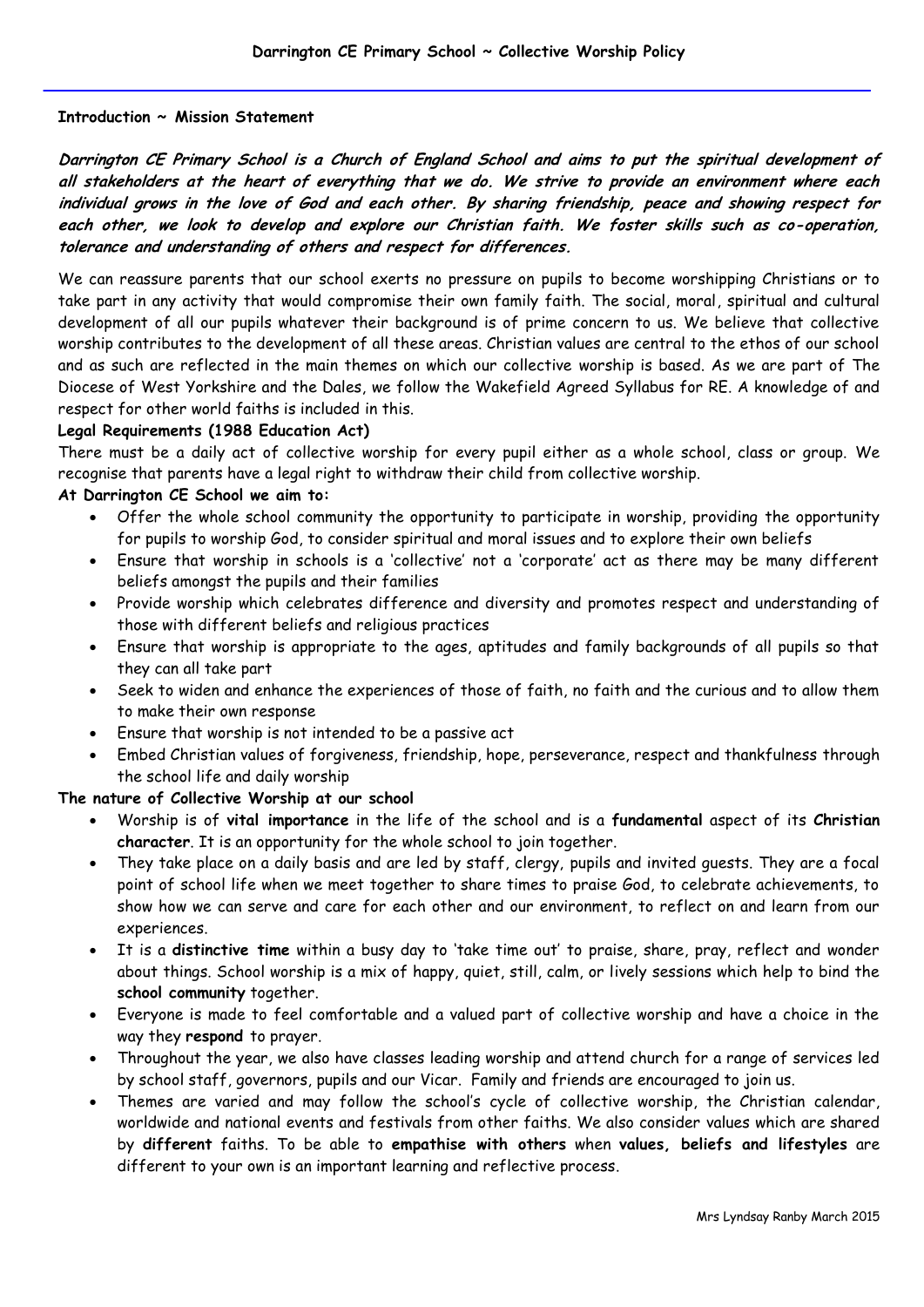# Darrington CE Primary School ~ Collective Worship Policy

**Introduction ~ Mission Statement**

***Darrington CE Primary School is a Church of England School and aims to put the spiritual development of all stakeholders at the heart of everything that we do. We strive to provide an environment where each individual grows in the love of God and each other. By sharing friendship, peace and showing respect for each other, we look to develop and explore our Christian faith. We foster skills such as co-operation, tolerance and understanding of others and respect for differences.***

We can reassure parents that our school exerts no pressure on pupils to become worshipping Christians or to take part in any activity that would compromise their own family faith. The social, moral, spiritual and cultural development of all our pupils whatever their background is of prime concern to us. We believe that collective worship contributes to the development of all these areas. Christian values are central to the ethos of our school and as such are reflected in the main themes on which our collective worship is based. As we are part of The Diocese of West Yorkshire and the Dales, we follow the Wakefield Agreed Syllabus for RE. A knowledge of and respect for other world faiths is included in this.

**Legal Requirements (1988 Education Act)**

There must be a daily act of collective worship for every pupil either as a whole school, class or group. We recognise that parents have a legal right to withdraw their child from collective worship.

**At Darrington CE School we aim to:**

- Offer the whole school community the opportunity to participate in worship, providing the opportunity for pupils to worship God, to consider spiritual and moral issues and to explore their own beliefs
- Ensure that worship in schools is a 'collective' not a 'corporate' act as there may be many different beliefs amongst the pupils and their families
- Provide worship which celebrates difference and diversity and promotes respect and understanding of those with different beliefs and religious practices
- Ensure that worship is appropriate to the ages, aptitudes and family backgrounds of all pupils so that they can all take part
- Seek to widen and enhance the experiences of those of faith, no faith and the curious and to allow them to make their own response
- Ensure that worship is not intended to be a passive act
- Embed Christian values of forgiveness, friendship, hope, perseverance, respect and thankfulness through the school life and daily worship

**The nature of Collective Worship at our school**

- Worship is of **vital importance** in the life of the school and is a **fundamental** aspect of its **Christian character**. It is an opportunity for the whole school to join together.
- They take place on a daily basis and are led by staff, clergy, pupils and invited guests. They are a focal point of school life when we meet together to share times to praise God, to celebrate achievements, to show how we can serve and care for each other and our environment, to reflect on and learn from our experiences.
- It is a **distinctive time** within a busy day to 'take time out' to praise, share, pray, reflect and wonder about things. School worship is a mix of happy, quiet, still, calm, or lively sessions which help to bind the **school community** together.
- Everyone is made to feel comfortable and a valued part of collective worship and have a choice in the way they **respond** to prayer.
- Throughout the year, we also have classes leading worship and attend church for a range of services led by school staff, governors, pupils and our Vicar. Family and friends are encouraged to join us.
- Themes are varied and may follow the school's cycle of collective worship, the Christian calendar, worldwide and national events and festivals from other faiths. We also consider values which are shared by **different** faiths. To be able to **empathise with others** when **values, beliefs and lifestyles** are different to your own is an important learning and reflective process.

Mrs Lyndsay Ranby March 2015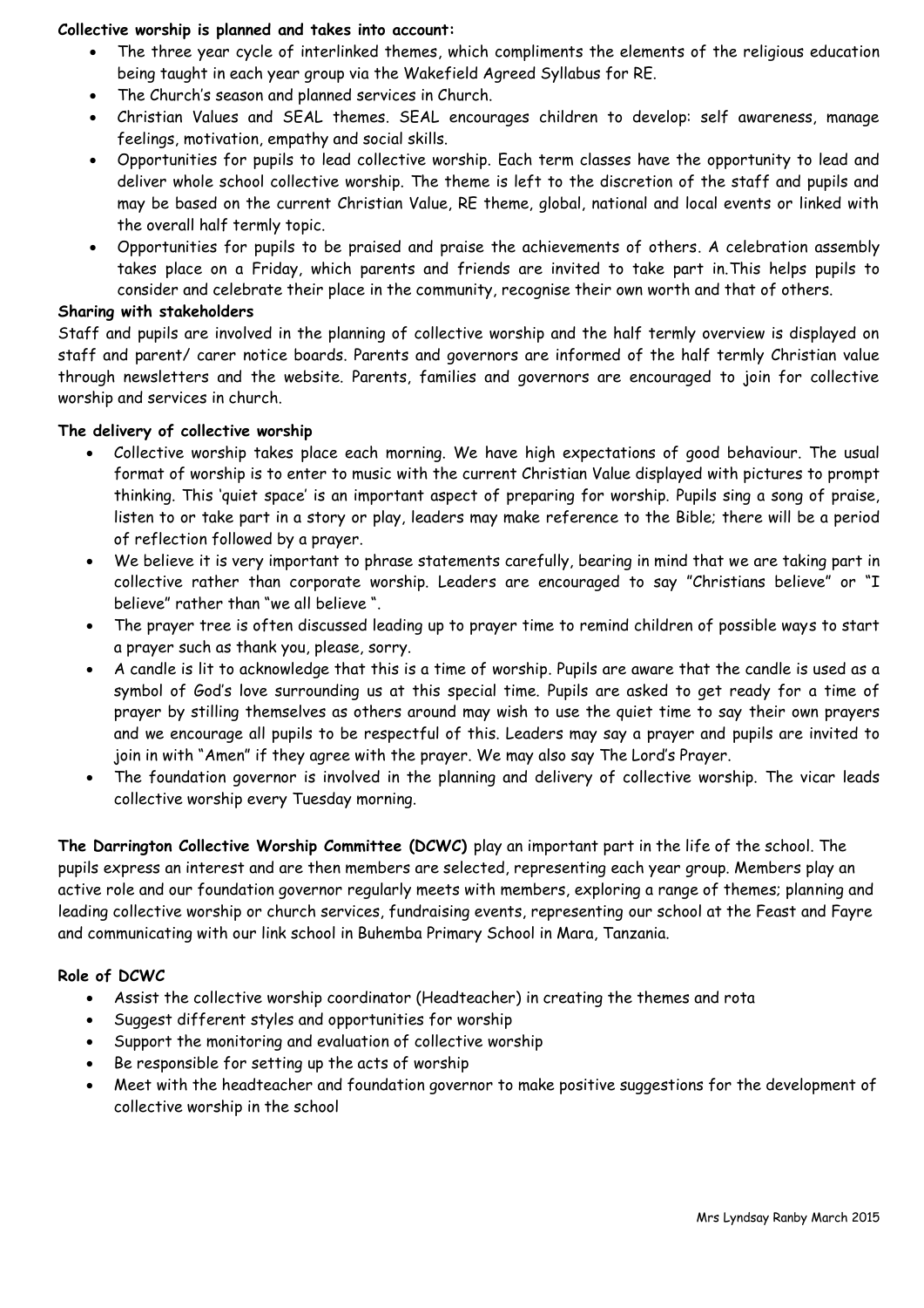**Collective worship is planned and takes into account:**

- The three year cycle of interlinked themes, which compliments the elements of the religious education being taught in each year group via the Wakefield Agreed Syllabus for RE.
- The Church's season and planned services in Church.
- Christian Values and SEAL themes. SEAL encourages children to develop: self awareness, manage feelings, motivation, empathy and social skills.
- Opportunities for pupils to lead collective worship. Each term classes have the opportunity to lead and deliver whole school collective worship. The theme is left to the discretion of the staff and pupils and may be based on the current Christian Value, RE theme, global, national and local events or linked with the overall half termly topic.
- Opportunities for pupils to be praised and praise the achievements of others. A celebration assembly takes place on a Friday, which parents and friends are invited to take part in.This helps pupils to consider and celebrate their place in the community, recognise their own worth and that of others.

**Sharing with stakeholders**

Staff and pupils are involved in the planning of collective worship and the half termly overview is displayed on staff and parent/ carer notice boards. Parents and governors are informed of the half termly Christian value through newsletters and the website. Parents, families and governors are encouraged to join for collective worship and services in church.

**The delivery of collective worship**

- Collective worship takes place each morning. We have high expectations of good behaviour. The usual format of worship is to enter to music with the current Christian Value displayed with pictures to prompt thinking. This 'quiet space' is an important aspect of preparing for worship. Pupils sing a song of praise, listen to or take part in a story or play, leaders may make reference to the Bible; there will be a period of reflection followed by a prayer.
- We believe it is very important to phrase statements carefully, bearing in mind that we are taking part in collective rather than corporate worship. Leaders are encouraged to say "Christians believe" or "I believe" rather than "we all believe ".
- The prayer tree is often discussed leading up to prayer time to remind children of possible ways to start a prayer such as thank you, please, sorry.
- A candle is lit to acknowledge that this is a time of worship. Pupils are aware that the candle is used as a symbol of God's love surrounding us at this special time. Pupils are asked to get ready for a time of prayer by stilling themselves as others around may wish to use the quiet time to say their own prayers and we encourage all pupils to be respectful of this. Leaders may say a prayer and pupils are invited to join in with "Amen" if they agree with the prayer. We may also say The Lord's Prayer.
- The foundation governor is involved in the planning and delivery of collective worship. The vicar leads collective worship every Tuesday morning.

**The Darrington Collective Worship Committee (DCWC)** play an important part in the life of the school. The pupils express an interest and are then members are selected, representing each year group. Members play an active role and our foundation governor regularly meets with members, exploring a range of themes; planning and leading collective worship or church services, fundraising events, representing our school at the Feast and Fayre and communicating with our link school in Buhemba Primary School in Mara, Tanzania.

**Role of DCWC**

- Assist the collective worship coordinator (Headteacher) in creating the themes and rota
- Suggest different styles and opportunities for worship
- Support the monitoring and evaluation of collective worship
- Be responsible for setting up the acts of worship
- Meet with the headteacher and foundation governor to make positive suggestions for the development of collective worship in the school

Mrs Lyndsay Ranby March 2015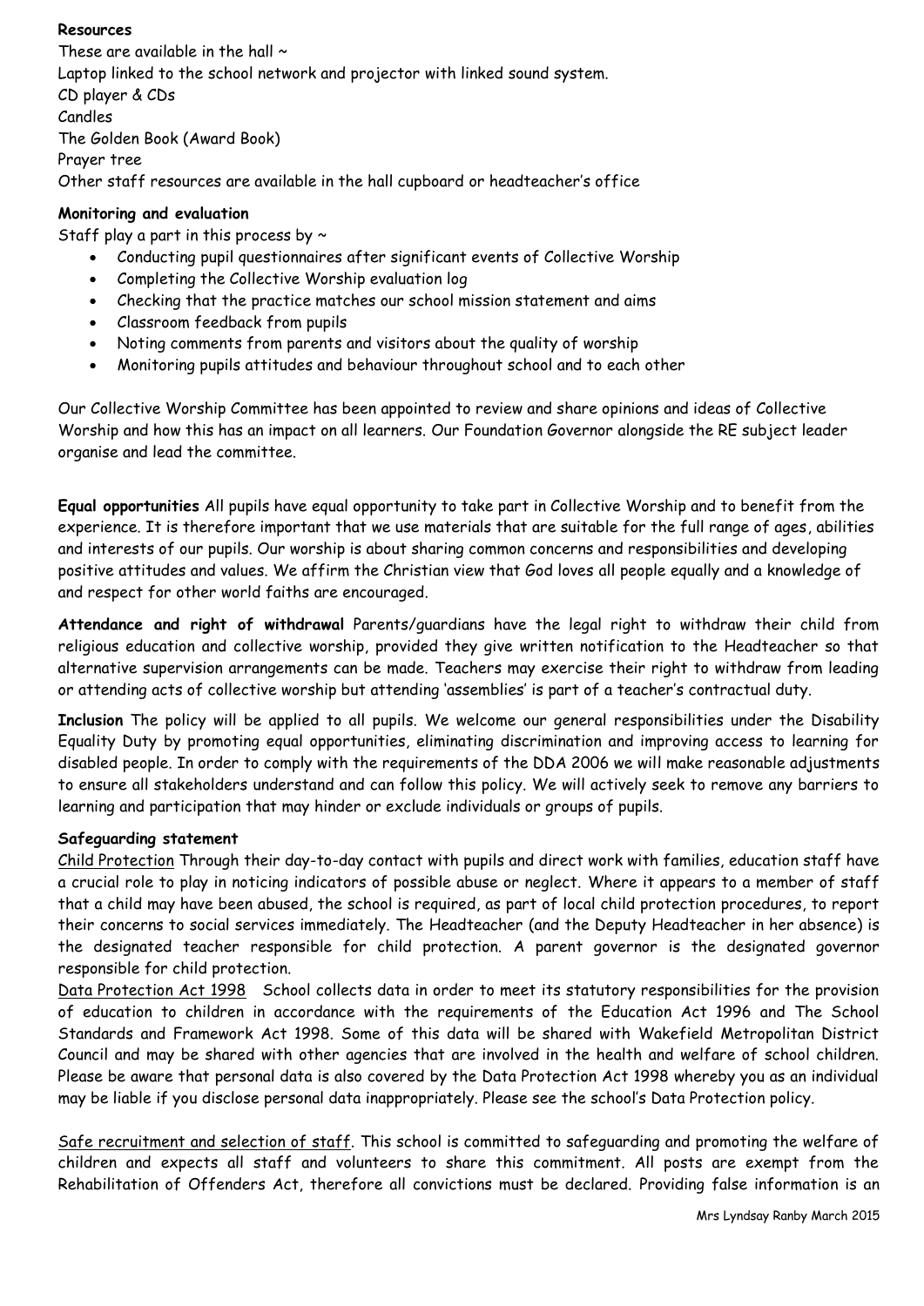**Resources**

These are available in the hall ~

Laptop linked to the school network and projector with linked sound system.

CD player & CDs

Candles

The Golden Book (Award Book)

Prayer tree

Other staff resources are available in the hall cupboard or headteacher's office

**Monitoring and evaluation**

Staff play a part in this process by ~

- Conducting pupil questionnaires after significant events of Collective Worship
- Completing the Collective Worship evaluation log
- Checking that the practice matches our school mission statement and aims
- Classroom feedback from pupils
- Noting comments from parents and visitors about the quality of worship
- Monitoring pupils attitudes and behaviour throughout school and to each other

Our Collective Worship Committee has been appointed to review and share opinions and ideas of Collective Worship and how this has an impact on all learners. Our Foundation Governor alongside the RE subject leader organise and lead the committee.

**Equal opportunities** All pupils have equal opportunity to take part in Collective Worship and to benefit from the experience. It is therefore important that we use materials that are suitable for the full range of ages, abilities and interests of our pupils. Our worship is about sharing common concerns and responsibilities and developing positive attitudes and values. We affirm the Christian view that God loves all people equally and a knowledge of and respect for other world faiths are encouraged.

**Attendance and right of withdrawal** Parents/guardians have the legal right to withdraw their child from religious education and collective worship, provided they give written notification to the Headteacher so that alternative supervision arrangements can be made. Teachers may exercise their right to withdraw from leading or attending acts of collective worship but attending 'assemblies' is part of a teacher's contractual duty.

**Inclusion** The policy will be applied to all pupils. We welcome our general responsibilities under the Disability Equality Duty by promoting equal opportunities, eliminating discrimination and improving access to learning for disabled people. In order to comply with the requirements of the DDA 2006 we will make reasonable adjustments to ensure all stakeholders understand and can follow this policy. We will actively seek to remove any barriers to learning and participation that may hinder or exclude individuals or groups of pupils.

**Safeguarding statement**

Child Protection Through their day-to-day contact with pupils and direct work with families, education staff have a crucial role to play in noticing indicators of possible abuse or neglect. Where it appears to a member of staff that a child may have been abused, the school is required, as part of local child protection procedures, to report their concerns to social services immediately. The Headteacher (and the Deputy Headteacher in her absence) is the designated teacher responsible for child protection. A parent governor is the designated governor responsible for child protection.

Data Protection Act 1998 School collects data in order to meet its statutory responsibilities for the provision of education to children in accordance with the requirements of the Education Act 1996 and The School Standards and Framework Act 1998. Some of this data will be shared with Wakefield Metropolitan District Council and may be shared with other agencies that are involved in the health and welfare of school children. Please be aware that personal data is also covered by the Data Protection Act 1998 whereby you as an individual may be liable if you disclose personal data inappropriately. Please see the school's Data Protection policy.

Safe recruitment and selection of staff. This school is committed to safeguarding and promoting the welfare of children and expects all staff and volunteers to share this commitment. All posts are exempt from the Rehabilitation of Offenders Act, therefore all convictions must be declared. Providing false information is an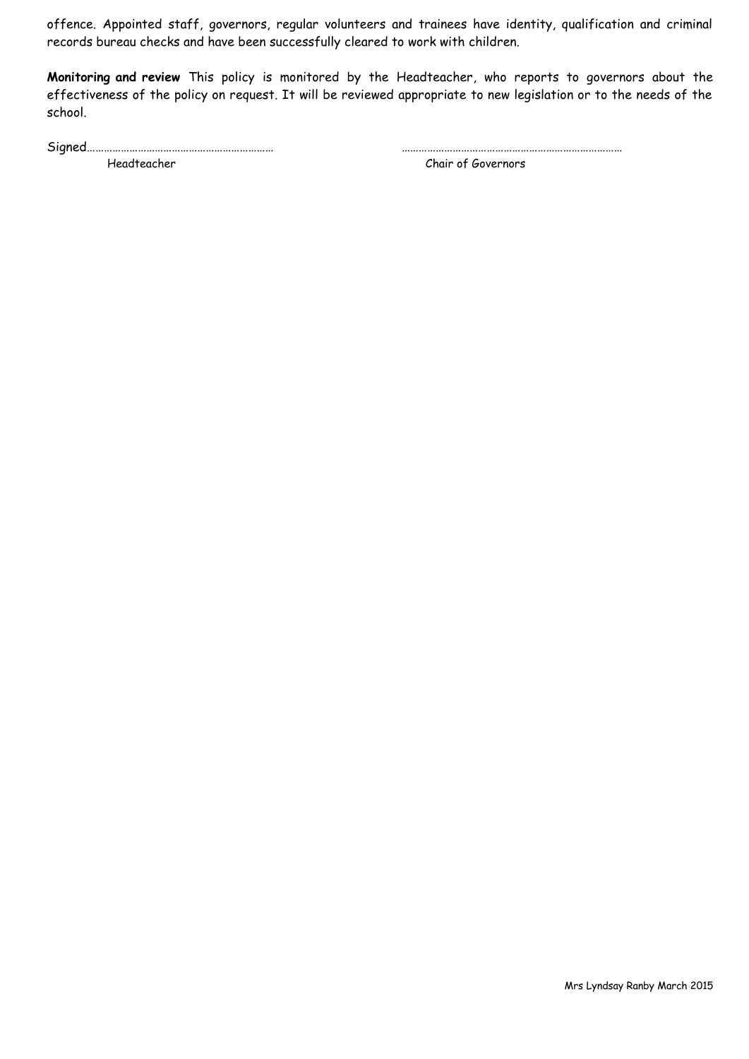offence. Appointed staff, governors, regular volunteers and trainees have identity, qualification and criminal records bureau checks and have been successfully cleared to work with children.

**Monitoring and review** This policy is monitored by the Headteacher, who reports to governors about the effectiveness of the policy on request. It will be reviewed appropriate to new legislation or to the needs of the school.

Signed……………………………………………………… ……………………………………………………………………

Headteacher Chair of Governors

Mrs Lyndsay Ranby March 2015